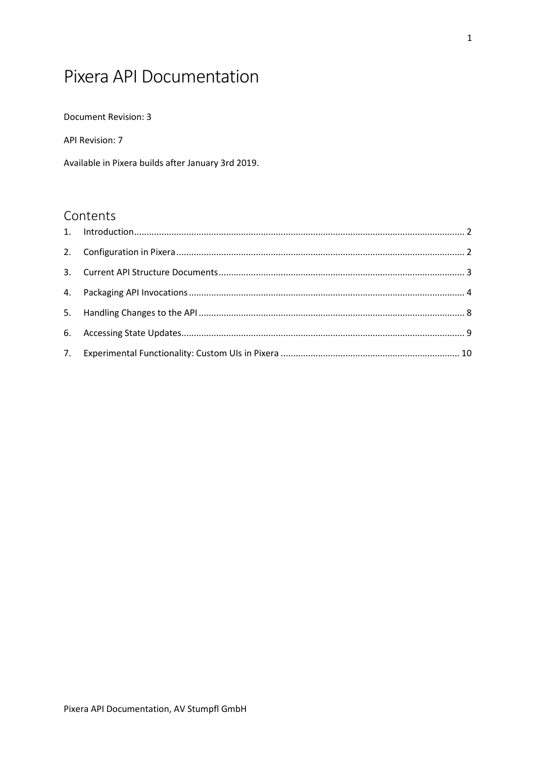# Pixera API Documentation

Document Revision: 3

API Revision: 7

Available in Pixera builds after January 3rd 2019.

## Contents

1. Introduction .................................................. 2
2. Configuration in Pixera .................................................. 2
3. Current API Structure Documents .................................................. 3
4. Packaging API Invocations .................................................. 4
5. Handling Changes to the API .................................................. 8
6. Accessing State Updates .................................................. 9
7. Experimental Functionality: Custom UIs in Pixera .................................................. 10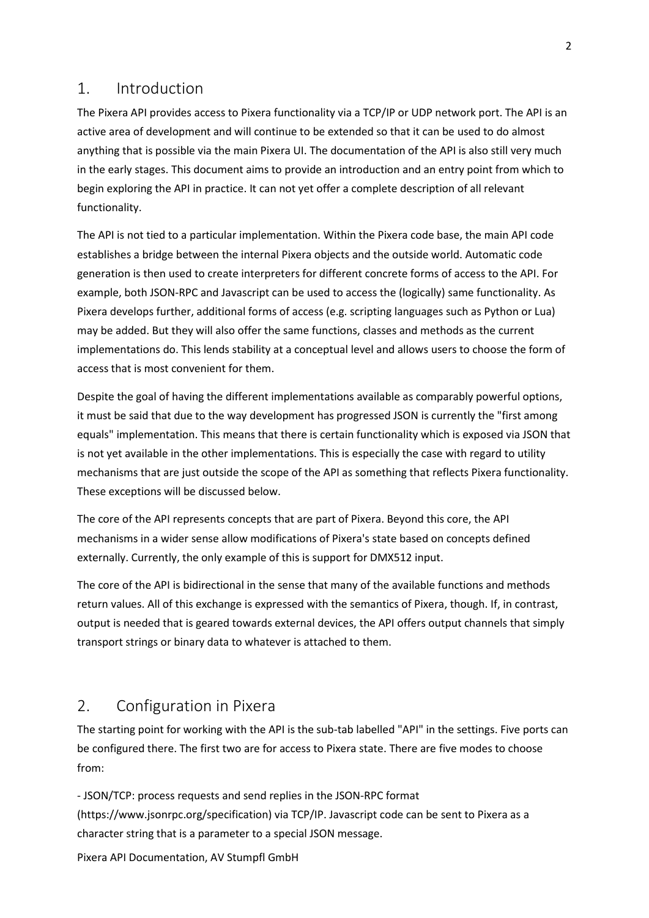## 1. Introduction

The Pixera API provides access to Pixera functionality via a TCP/IP or UDP network port. The API is an active area of development and will continue to be extended so that it can be used to do almost anything that is possible via the main Pixera UI. The documentation of the API is also still very much in the early stages. This document aims to provide an introduction and an entry point from which to begin exploring the API in practice. It can not yet offer a complete description of all relevant functionality.

The API is not tied to a particular implementation. Within the Pixera code base, the main API code establishes a bridge between the internal Pixera objects and the outside world. Automatic code generation is then used to create interpreters for different concrete forms of access to the API. For example, both JSON-RPC and Javascript can be used to access the (logically) same functionality. As Pixera develops further, additional forms of access (e.g. scripting languages such as Python or Lua) may be added. But they will also offer the same functions, classes and methods as the current implementations do. This lends stability at a conceptual level and allows users to choose the form of access that is most convenient for them.

Despite the goal of having the different implementations available as comparably powerful options, it must be said that due to the way development has progressed JSON is currently the "first among equals" implementation. This means that there is certain functionality which is exposed via JSON that is not yet available in the other implementations. This is especially the case with regard to utility mechanisms that are just outside the scope of the API as something that reflects Pixera functionality. These exceptions will be discussed below.

The core of the API represents concepts that are part of Pixera. Beyond this core, the API mechanisms in a wider sense allow modifications of Pixera's state based on concepts defined externally. Currently, the only example of this is support for DMX512 input.

The core of the API is bidirectional in the sense that many of the available functions and methods return values. All of this exchange is expressed with the semantics of Pixera, though. If, in contrast, output is needed that is geared towards external devices, the API offers output channels that simply transport strings or binary data to whatever is attached to them.

## 2. Configuration in Pixera

The starting point for working with the API is the sub-tab labelled "API" in the settings. Five ports can be configured there. The first two are for access to Pixera state. There are five modes to choose from:

- JSON/TCP: process requests and send replies in the JSON-RPC format (https://www.jsonrpc.org/specification) via TCP/IP. Javascript code can be sent to Pixera as a character string that is a parameter to a special JSON message.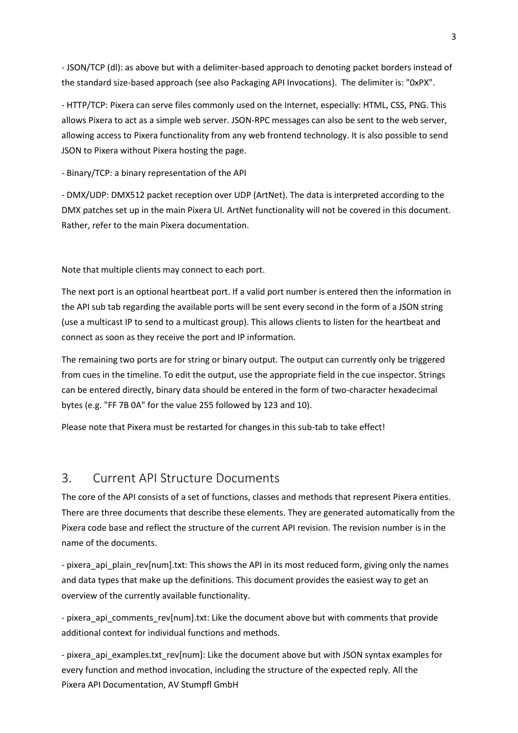- JSON/TCP (dl): as above but with a delimiter-based approach to denoting packet borders instead of the standard size-based approach (see also Packaging API Invocations). The delimiter is: "0xPX".

- HTTP/TCP: Pixera can serve files commonly used on the Internet, especially: HTML, CSS, PNG. This allows Pixera to act as a simple web server. JSON-RPC messages can also be sent to the web server, allowing access to Pixera functionality from any web frontend technology. It is also possible to send JSON to Pixera without Pixera hosting the page.

- Binary/TCP: a binary representation of the API

- DMX/UDP: DMX512 packet reception over UDP (ArtNet). The data is interpreted according to the DMX patches set up in the main Pixera UI. ArtNet functionality will not be covered in this document. Rather, refer to the main Pixera documentation.

Note that multiple clients may connect to each port.

The next port is an optional heartbeat port. If a valid port number is entered then the information in the API sub tab regarding the available ports will be sent every second in the form of a JSON string (use a multicast IP to send to a multicast group). This allows clients to listen for the heartbeat and connect as soon as they receive the port and IP information.

The remaining two ports are for string or binary output. The output can currently only be triggered from cues in the timeline. To edit the output, use the appropriate field in the cue inspector. Strings can be entered directly, binary data should be entered in the form of two-character hexadecimal bytes (e.g. "FF 7B 0A" for the value 255 followed by 123 and 10).

Please note that Pixera must be restarted for changes in this sub-tab to take effect!

## 3. Current API Structure Documents

The core of the API consists of a set of functions, classes and methods that represent Pixera entities. There are three documents that describe these elements. They are generated automatically from the Pixera code base and reflect the structure of the current API revision. The revision number is in the name of the documents.

- pixera_api_plain_rev[num].txt: This shows the API in its most reduced form, giving only the names and data types that make up the definitions. This document provides the easiest way to get an overview of the currently available functionality.

- pixera_api_comments_rev[num].txt: Like the document above but with comments that provide additional context for individual functions and methods.

- pixera_api_examples.txt_rev[num]: Like the document above but with JSON syntax examples for every function and method invocation, including the structure of the expected reply. All the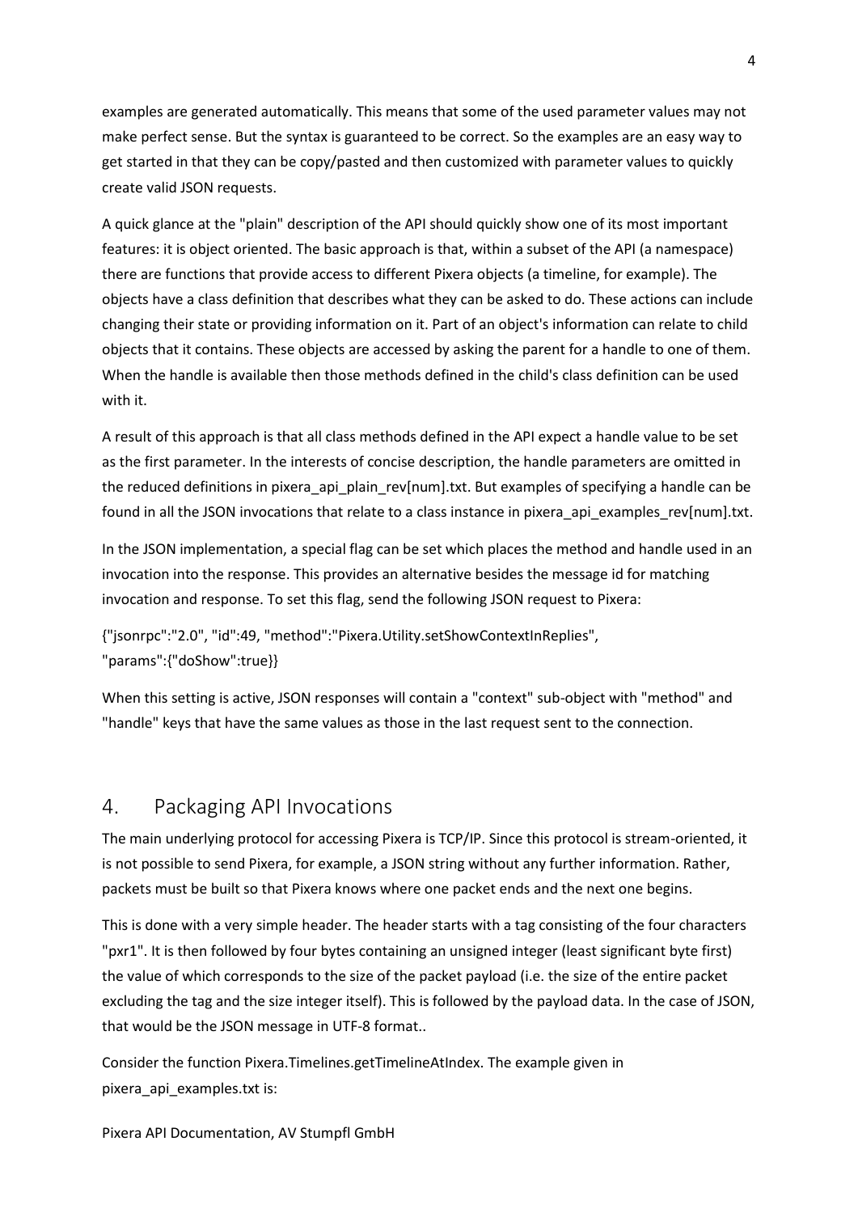examples are generated automatically. This means that some of the used parameter values may not make perfect sense. But the syntax is guaranteed to be correct. So the examples are an easy way to get started in that they can be copy/pasted and then customized with parameter values to quickly create valid JSON requests.

A quick glance at the "plain" description of the API should quickly show one of its most important features: it is object oriented. The basic approach is that, within a subset of the API (a namespace) there are functions that provide access to different Pixera objects (a timeline, for example). The objects have a class definition that describes what they can be asked to do. These actions can include changing their state or providing information on it. Part of an object's information can relate to child objects that it contains. These objects are accessed by asking the parent for a handle to one of them. When the handle is available then those methods defined in the child's class definition can be used with it.

A result of this approach is that all class methods defined in the API expect a handle value to be set as the first parameter. In the interests of concise description, the handle parameters are omitted in the reduced definitions in pixera_api_plain_rev[num].txt. But examples of specifying a handle can be found in all the JSON invocations that relate to a class instance in pixera_api_examples_rev[num].txt.

In the JSON implementation, a special flag can be set which places the method and handle used in an invocation into the response. This provides an alternative besides the message id for matching invocation and response. To set this flag, send the following JSON request to Pixera:

```
{"jsonrpc":"2.0", "id":49, "method":"Pixera.Utility.setShowContextInReplies",
"params":{"doShow":true}}
```

When this setting is active, JSON responses will contain a "context" sub-object with "method" and "handle" keys that have the same values as those in the last request sent to the connection.

## 4. Packaging API Invocations

The main underlying protocol for accessing Pixera is TCP/IP. Since this protocol is stream-oriented, it is not possible to send Pixera, for example, a JSON string without any further information. Rather, packets must be built so that Pixera knows where one packet ends and the next one begins.

This is done with a very simple header. The header starts with a tag consisting of the four characters "pxr1". It is then followed by four bytes containing an unsigned integer (least significant byte first) the value of which corresponds to the size of the packet payload (i.e. the size of the entire packet excluding the tag and the size integer itself). This is followed by the payload data. In the case of JSON, that would be the JSON message in UTF-8 format..

Consider the function Pixera.Timelines.getTimelineAtIndex. The example given in pixera_api_examples.txt is: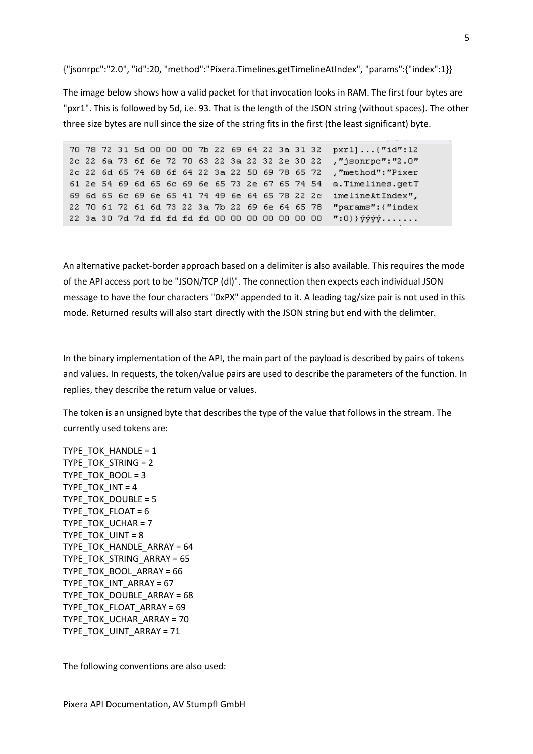{"jsonrpc":"2.0", "id":20, "method":"Pixera.Timelines.getTimelineAtIndex", "params":{"index":1}}

The image below shows how a valid packet for that invocation looks in RAM. The first four bytes are "pxr1". This is followed by 5d, i.e. 93. That is the length of the JSON string (without spaces). The other three size bytes are null since the size of the string fits in the first (the least significant) byte.

```
70 78 72 31 5d 00 00 00 7b 22 69 64 22 3a 31 32   pxr1]...{"id":12
2c 22 6a 73 6f 6e 72 70 63 22 3a 22 32 2e 30 22   ,"jsonrpc":"2.0"
2c 22 6d 65 74 68 6f 64 22 3a 22 50 69 78 65 72   ,"method":"Pixer
61 2e 54 69 6d 65 6c 69 6e 65 73 2e 67 65 74 54   a.Timelines.getT
69 6d 65 6c 69 6e 65 41 74 49 6e 64 65 78 22 2c   imelineAtIndex",
22 70 61 72 61 6d 73 22 3a 7b 22 69 6e 64 65 78   "params":{"index
22 3a 30 7d 7d fd fd fd fd 00 00 00 00 00 00 00   ":0}}ýýýý.......
```

An alternative packet-border approach based on a delimiter is also available. This requires the mode of the API access port to be "JSON/TCP (dl)". The connection then expects each individual JSON message to have the four characters "0xPX" appended to it. A leading tag/size pair is not used in this mode. Returned results will also start directly with the JSON string but end with the delimter.

In the binary implementation of the API, the main part of the payload is described by pairs of tokens and values. In requests, the token/value pairs are used to describe the parameters of the function. In replies, they describe the return value or values.

The token is an unsigned byte that describes the type of the value that follows in the stream. The currently used tokens are:

TYPE_TOK_HANDLE = 1
TYPE_TOK_STRING = 2
TYPE_TOK_BOOL = 3
TYPE_TOK_INT = 4
TYPE_TOK_DOUBLE = 5
TYPE_TOK_FLOAT = 6
TYPE_TOK_UCHAR = 7
TYPE_TOK_UINT = 8
TYPE_TOK_HANDLE_ARRAY = 64
TYPE_TOK_STRING_ARRAY = 65
TYPE_TOK_BOOL_ARRAY = 66
TYPE_TOK_INT_ARRAY = 67
TYPE_TOK_DOUBLE_ARRAY = 68
TYPE_TOK_FLOAT_ARRAY = 69
TYPE_TOK_UCHAR_ARRAY = 70
TYPE_TOK_UINT_ARRAY = 71

The following conventions are also used: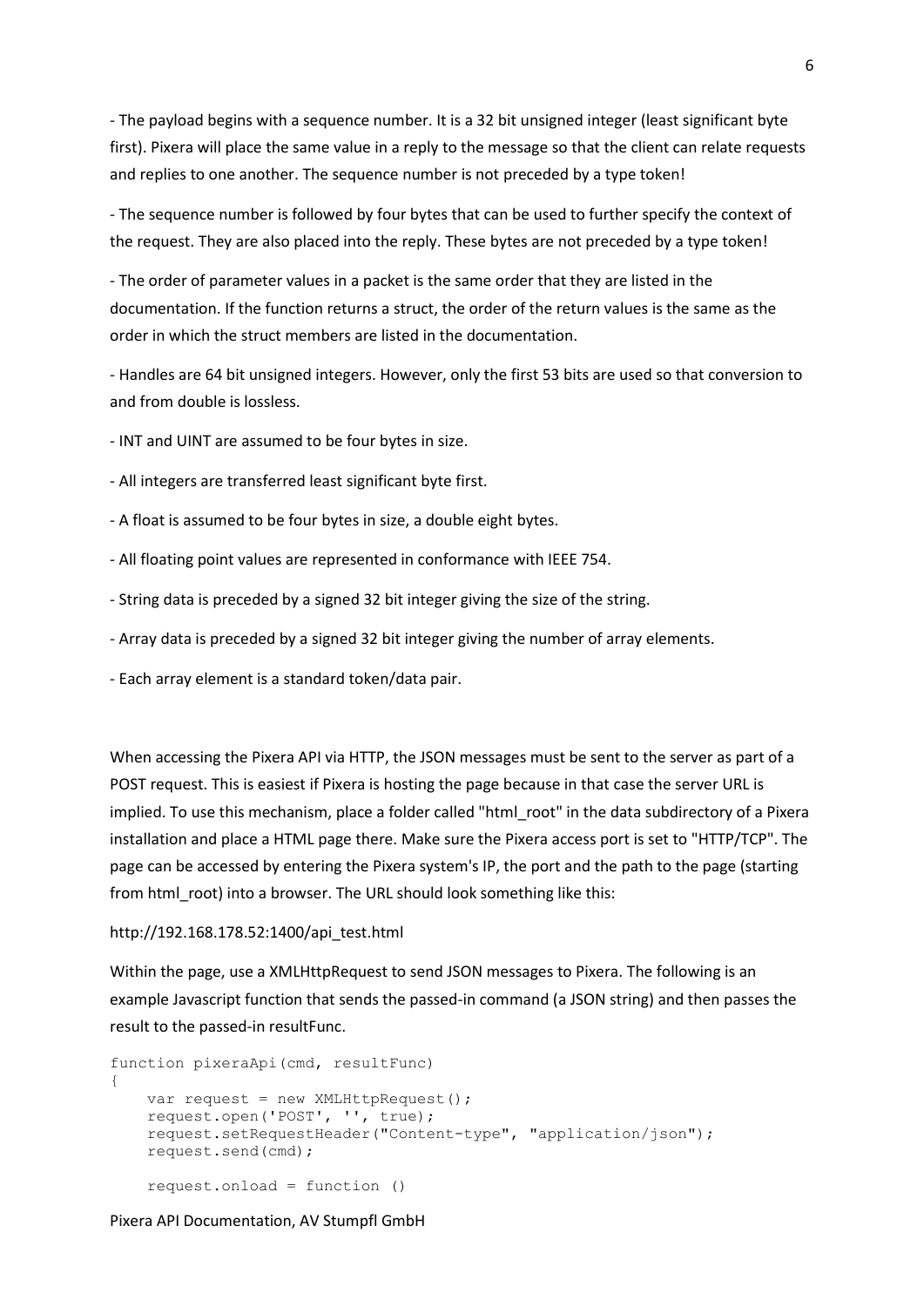- The payload begins with a sequence number. It is a 32 bit unsigned integer (least significant byte first). Pixera will place the same value in a reply to the message so that the client can relate requests and replies to one another. The sequence number is not preceded by a type token!

- The sequence number is followed by four bytes that can be used to further specify the context of the request. They are also placed into the reply. These bytes are not preceded by a type token!

- The order of parameter values in a packet is the same order that they are listed in the documentation. If the function returns a struct, the order of the return values is the same as the order in which the struct members are listed in the documentation.

- Handles are 64 bit unsigned integers. However, only the first 53 bits are used so that conversion to and from double is lossless.

- INT and UINT are assumed to be four bytes in size.

- All integers are transferred least significant byte first.

- A float is assumed to be four bytes in size, a double eight bytes.

- All floating point values are represented in conformance with IEEE 754.

- String data is preceded by a signed 32 bit integer giving the size of the string.

- Array data is preceded by a signed 32 bit integer giving the number of array elements.

- Each array element is a standard token/data pair.

When accessing the Pixera API via HTTP, the JSON messages must be sent to the server as part of a POST request. This is easiest if Pixera is hosting the page because in that case the server URL is implied. To use this mechanism, place a folder called "html_root" in the data subdirectory of a Pixera installation and place a HTML page there. Make sure the Pixera access port is set to "HTTP/TCP". The page can be accessed by entering the Pixera system's IP, the port and the path to the page (starting from html_root) into a browser. The URL should look something like this:

http://192.168.178.52:1400/api_test.html

Within the page, use a XMLHttpRequest to send JSON messages to Pixera. The following is an example Javascript function that sends the passed-in command (a JSON string) and then passes the result to the passed-in resultFunc.

```
function pixeraApi(cmd, resultFunc)
{
    var request = new XMLHttpRequest();
    request.open('POST', '', true);
    request.setRequestHeader("Content-type", "application/json");
    request.send(cmd);

    request.onload = function ()
```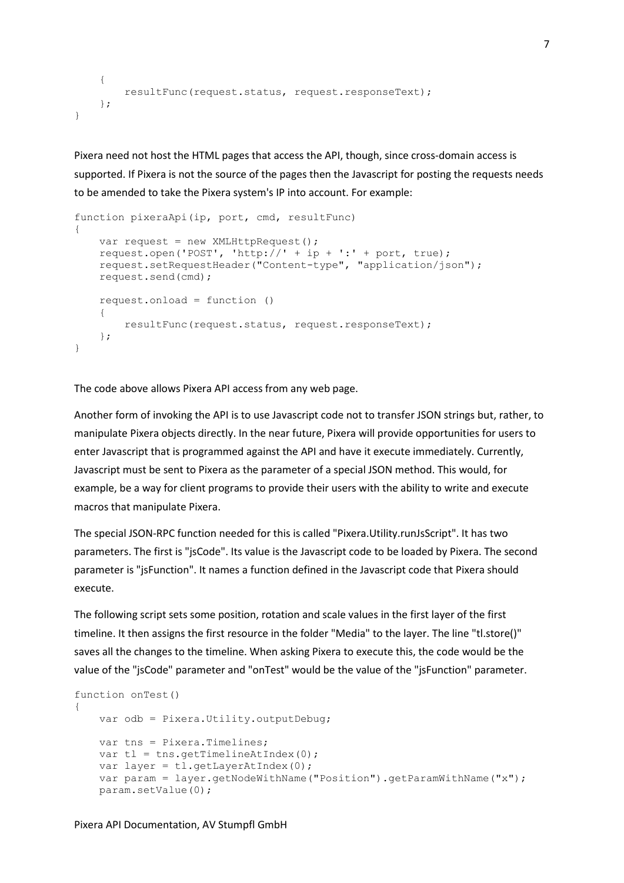```
    {
        resultFunc(request.status, request.responseText);
    };
}
```

Pixera need not host the HTML pages that access the API, though, since cross-domain access is supported. If Pixera is not the source of the pages then the Javascript for posting the requests needs to be amended to take the Pixera system's IP into account. For example:

```
function pixeraApi(ip, port, cmd, resultFunc)
{
    var request = new XMLHttpRequest();
    request.open('POST', 'http://' + ip + ':' + port, true);
    request.setRequestHeader("Content-type", "application/json");
    request.send(cmd);

    request.onload = function ()
    {
        resultFunc(request.status, request.responseText);
    };
}
```

The code above allows Pixera API access from any web page.

Another form of invoking the API is to use Javascript code not to transfer JSON strings but, rather, to manipulate Pixera objects directly. In the near future, Pixera will provide opportunities for users to enter Javascript that is programmed against the API and have it execute immediately. Currently, Javascript must be sent to Pixera as the parameter of a special JSON method. This would, for example, be a way for client programs to provide their users with the ability to write and execute macros that manipulate Pixera.

The special JSON-RPC function needed for this is called "Pixera.Utility.runJsScript". It has two parameters. The first is "jsCode". Its value is the Javascript code to be loaded by Pixera. The second parameter is "jsFunction". It names a function defined in the Javascript code that Pixera should execute.

The following script sets some position, rotation and scale values in the first layer of the first timeline. It then assigns the first resource in the folder "Media" to the layer. The line "tl.store()" saves all the changes to the timeline. When asking Pixera to execute this, the code would be the value of the "jsCode" parameter and "onTest" would be the value of the "jsFunction" parameter.

```
function onTest()
{
    var odb = Pixera.Utility.outputDebug;

    var tns = Pixera.Timelines;
    var tl = tns.getTimelineAtIndex(0);
    var layer = tl.getLayerAtIndex(0);
    var param = layer.getNodeWithName("Position").getParamWithName("x");
    param.setValue(0);
```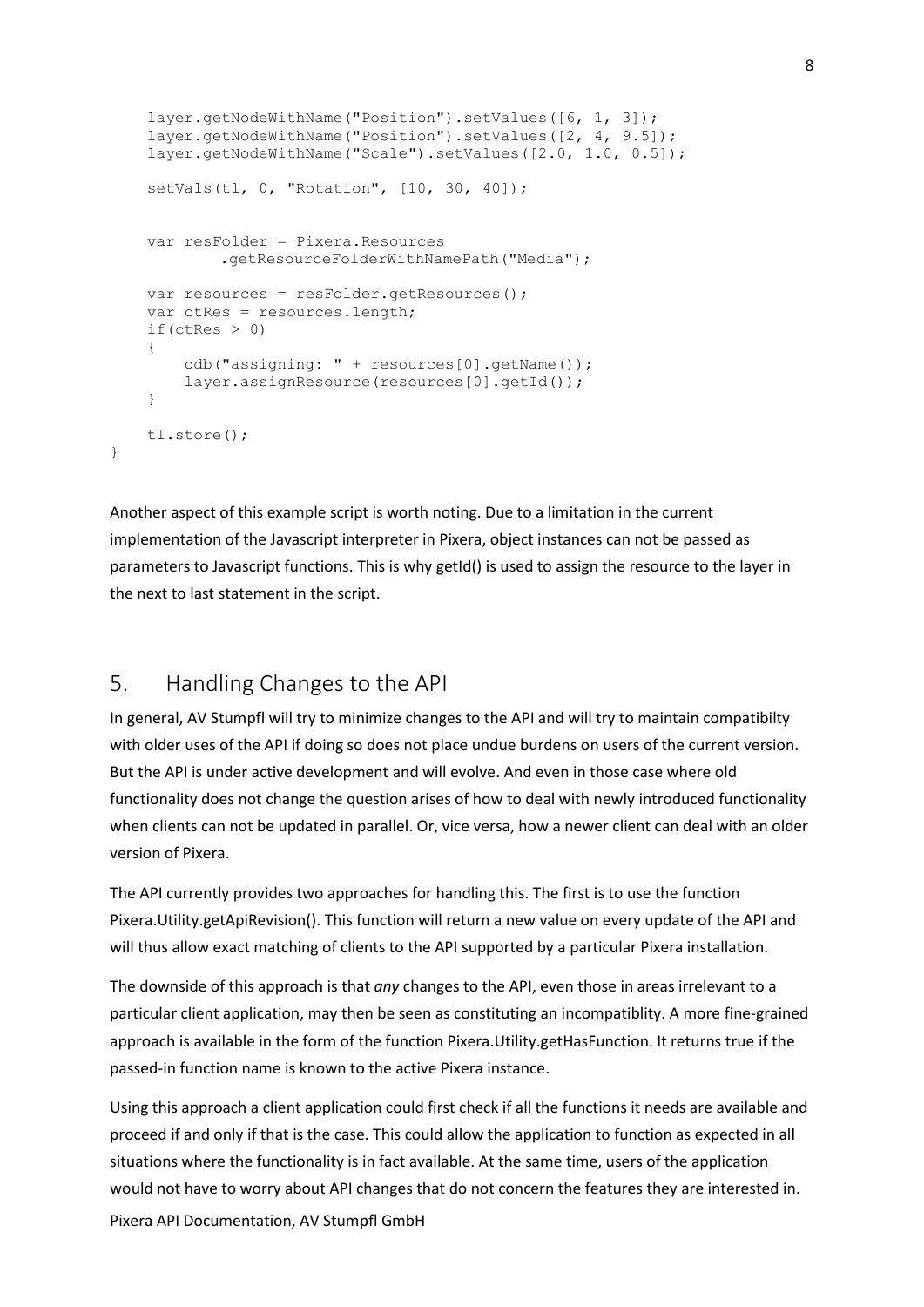```
    layer.getNodeWithName("Position").setValues([6, 1, 3]);
    layer.getNodeWithName("Position").setValues([2, 4, 9.5]);
    layer.getNodeWithName("Scale").setValues([2.0, 1.0, 0.5]);

    setVals(tl, 0, "Rotation", [10, 30, 40]);


    var resFolder = Pixera.Resources
            .getResourceFolderWithNamePath("Media");

    var resources = resFolder.getResources();
    var ctRes = resources.length;
    if(ctRes > 0)
    {
        odb("assigning: " + resources[0].getName());
        layer.assignResource(resources[0].getId());
    }

    tl.store();
}
```

Another aspect of this example script is worth noting. Due to a limitation in the current implementation of the Javascript interpreter in Pixera, object instances can not be passed as parameters to Javascript functions. This is why getId() is used to assign the resource to the layer in the next to last statement in the script.

## 5. Handling Changes to the API

In general, AV Stumpfl will try to minimize changes to the API and will try to maintain compatibilty with older uses of the API if doing so does not place undue burdens on users of the current version. But the API is under active development and will evolve. And even in those case where old functionality does not change the question arises of how to deal with newly introduced functionality when clients can not be updated in parallel. Or, vice versa, how a newer client can deal with an older version of Pixera.

The API currently provides two approaches for handling this. The first is to use the function Pixera.Utility.getApiRevision(). This function will return a new value on every update of the API and will thus allow exact matching of clients to the API supported by a particular Pixera installation.

The downside of this approach is that *any* changes to the API, even those in areas irrelevant to a particular client application, may then be seen as constituting an incompatiblity. A more fine-grained approach is available in the form of the function Pixera.Utility.getHasFunction. It returns true if the passed-in function name is known to the active Pixera instance.

Using this approach a client application could first check if all the functions it needs are available and proceed if and only if that is the case. This could allow the application to function as expected in all situations where the functionality is in fact available. At the same time, users of the application would not have to worry about API changes that do not concern the features they are interested in.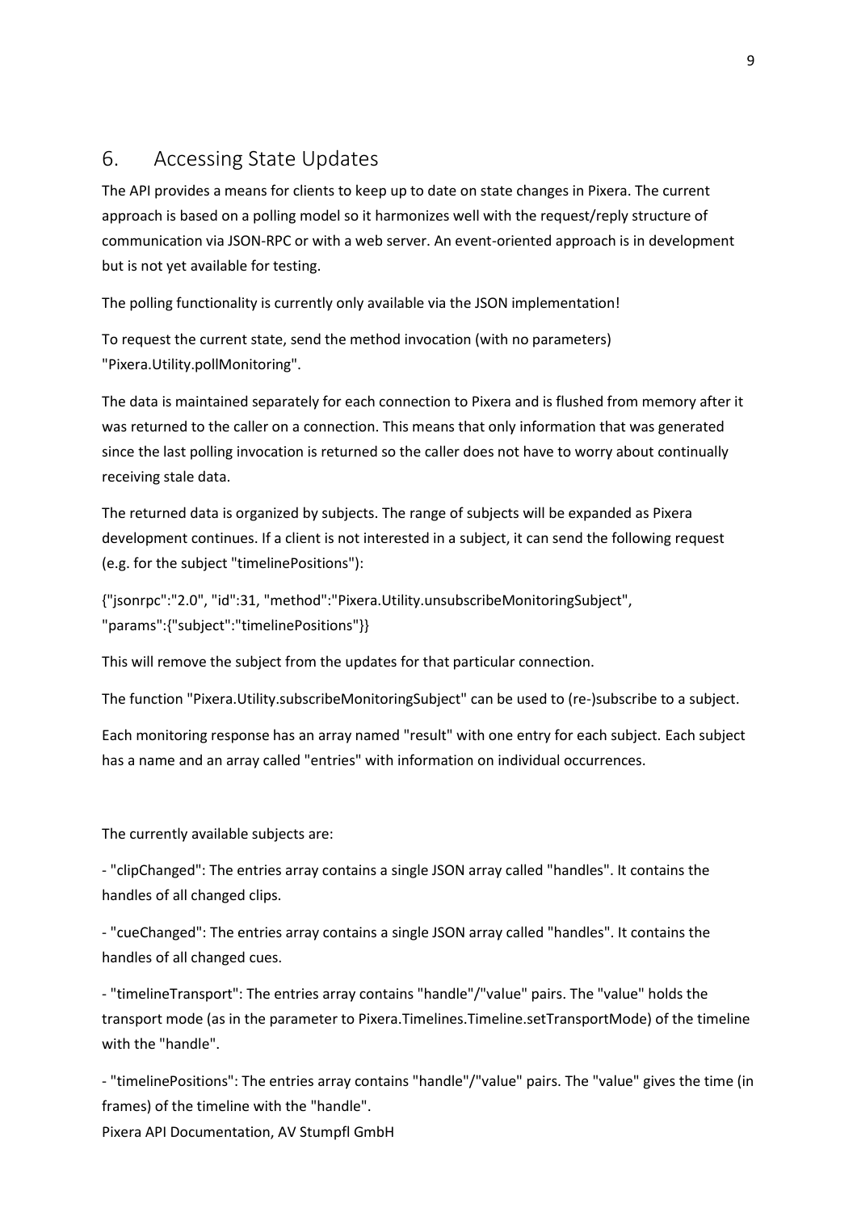## 6. Accessing State Updates

The API provides a means for clients to keep up to date on state changes in Pixera. The current approach is based on a polling model so it harmonizes well with the request/reply structure of communication via JSON-RPC or with a web server. An event-oriented approach is in development but is not yet available for testing.

The polling functionality is currently only available via the JSON implementation!

To request the current state, send the method invocation (with no parameters) "Pixera.Utility.pollMonitoring".

The data is maintained separately for each connection to Pixera and is flushed from memory after it was returned to the caller on a connection. This means that only information that was generated since the last polling invocation is returned so the caller does not have to worry about continually receiving stale data.

The returned data is organized by subjects. The range of subjects will be expanded as Pixera development continues. If a client is not interested in a subject, it can send the following request (e.g. for the subject "timelinePositions"):

```
{"jsonrpc":"2.0", "id":31, "method":"Pixera.Utility.unsubscribeMonitoringSubject",
"params":{"subject":"timelinePositions"}}
```

This will remove the subject from the updates for that particular connection.

The function "Pixera.Utility.subscribeMonitoringSubject" can be used to (re-)subscribe to a subject.

Each monitoring response has an array named "result" with one entry for each subject. Each subject has a name and an array called "entries" with information on individual occurrences.

The currently available subjects are:

- "clipChanged": The entries array contains a single JSON array called "handles". It contains the handles of all changed clips.

- "cueChanged": The entries array contains a single JSON array called "handles". It contains the handles of all changed cues.

- "timelineTransport": The entries array contains "handle"/"value" pairs. The "value" holds the transport mode (as in the parameter to Pixera.Timelines.Timeline.setTransportMode) of the timeline with the "handle".

- "timelinePositions": The entries array contains "handle"/"value" pairs. The "value" gives the time (in frames) of the timeline with the "handle".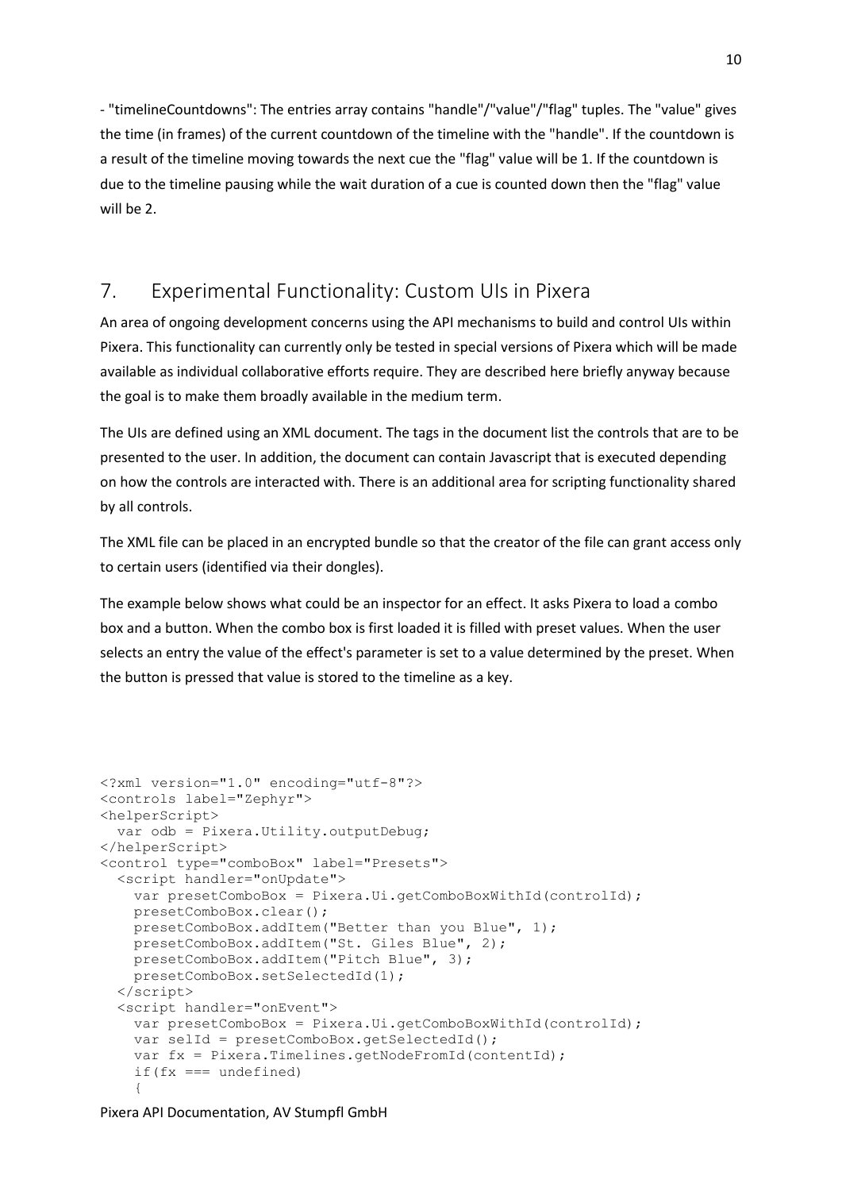- "timelineCountdowns": The entries array contains "handle"/"value"/"flag" tuples. The "value" gives the time (in frames) of the current countdown of the timeline with the "handle". If the countdown is a result of the timeline moving towards the next cue the "flag" value will be 1. If the countdown is due to the timeline pausing while the wait duration of a cue is counted down then the "flag" value will be 2.

## 7. Experimental Functionality: Custom UIs in Pixera

An area of ongoing development concerns using the API mechanisms to build and control UIs within Pixera. This functionality can currently only be tested in special versions of Pixera which will be made available as individual collaborative efforts require. They are described here briefly anyway because the goal is to make them broadly available in the medium term.

The UIs are defined using an XML document. The tags in the document list the controls that are to be presented to the user. In addition, the document can contain Javascript that is executed depending on how the controls are interacted with. There is an additional area for scripting functionality shared by all controls.

The XML file can be placed in an encrypted bundle so that the creator of the file can grant access only to certain users (identified via their dongles).

The example below shows what could be an inspector for an effect. It asks Pixera to load a combo box and a button. When the combo box is first loaded it is filled with preset values. When the user selects an entry the value of the effect's parameter is set to a value determined by the preset. When the button is pressed that value is stored to the timeline as a key.

```
<?xml version="1.0" encoding="utf-8"?>
<controls label="Zephyr">
<helperScript>
  var odb = Pixera.Utility.outputDebug;
</helperScript>
<control type="comboBox" label="Presets">
  <script handler="onUpdate">
    var presetComboBox = Pixera.Ui.getComboBoxWithId(controlId);
    presetComboBox.clear();
    presetComboBox.addItem("Better than you Blue", 1);
    presetComboBox.addItem("St. Giles Blue", 2);
    presetComboBox.addItem("Pitch Blue", 3);
    presetComboBox.setSelectedId(1);
  </script>
  <script handler="onEvent">
    var presetComboBox = Pixera.Ui.getComboBoxWithId(controlId);
    var selId = presetComboBox.getSelectedId();
    var fx = Pixera.Timelines.getNodeFromId(contentId);
    if(fx === undefined)
    {
```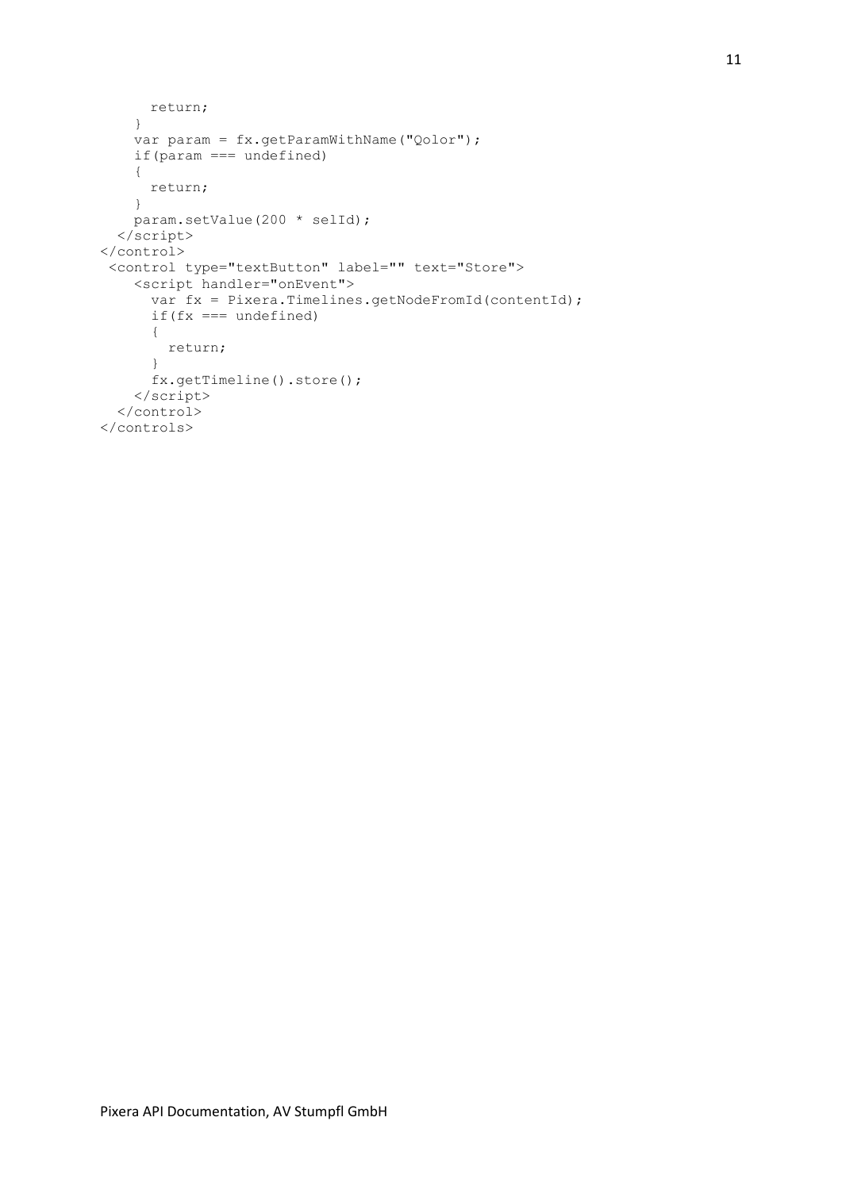```
      return;
    }
    var param = fx.getParamWithName("Qolor");
    if(param === undefined)
    {
      return;
    }
    param.setValue(200 * selId);
  </script>
</control>
 <control type="textButton" label="" text="Store">
    <script handler="onEvent">
      var fx = Pixera.Timelines.getNodeFromId(contentId);
      if(fx === undefined)
      {
        return;
      }
      fx.getTimeline().store();
    </script>
  </control>
</controls>
```